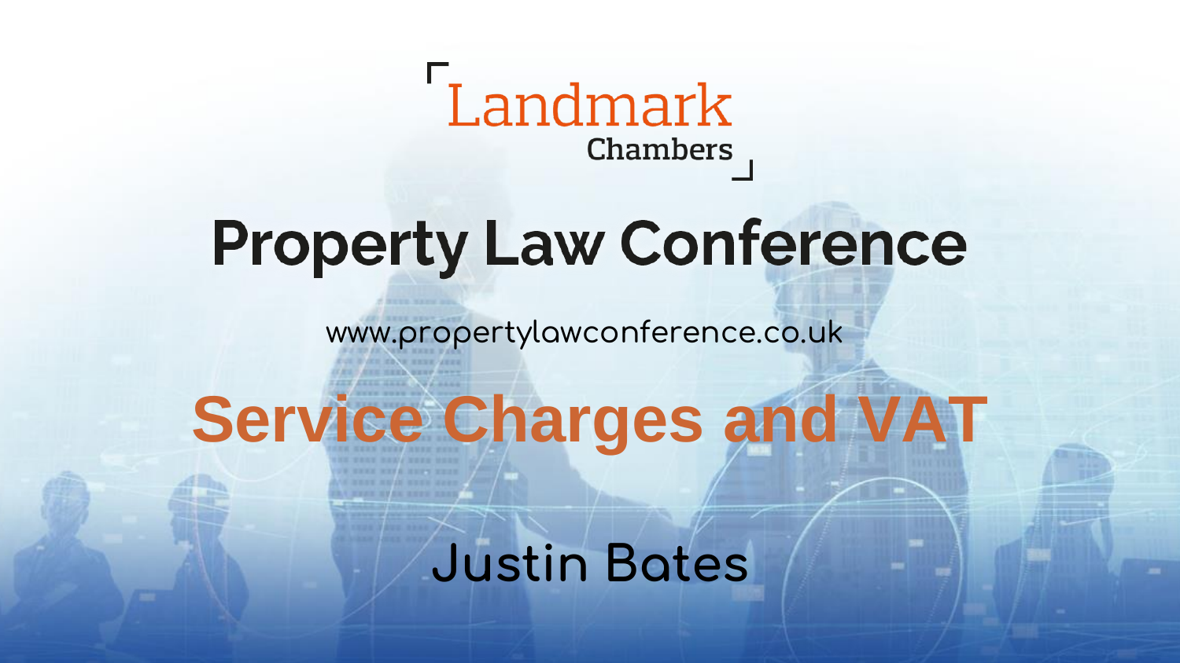Landmark Chambers

# Property Law Conference

www.propertylawconference.co.uk

## Service Charges and VAT

Justin Bates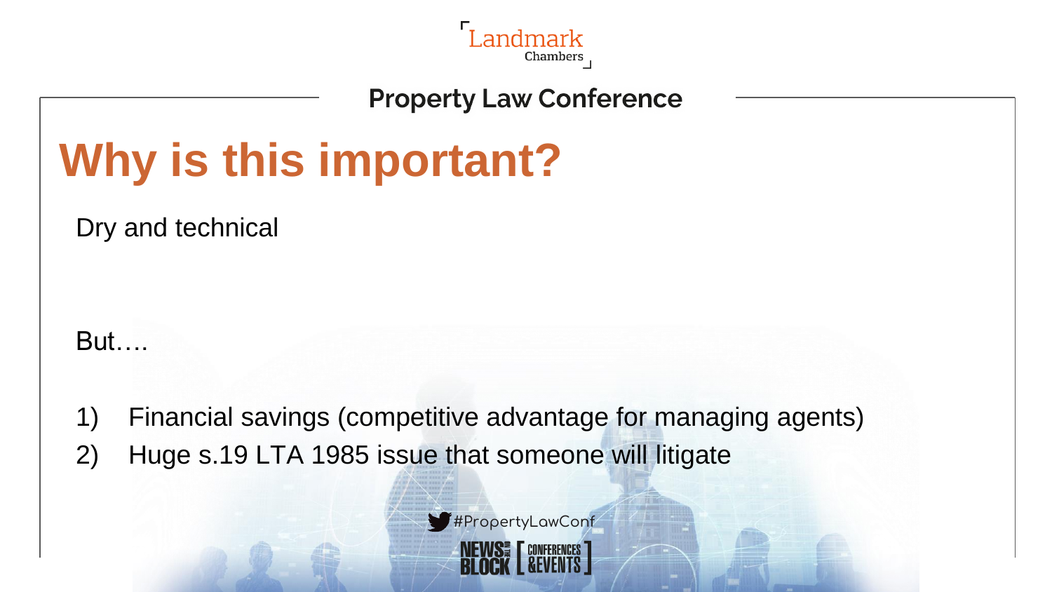# Why is this important?

Dry and technical

But….

1) Financial savings (competitive advantage for managing agents)
2) Huge s.19 LTA 1985 issue that someone will litigate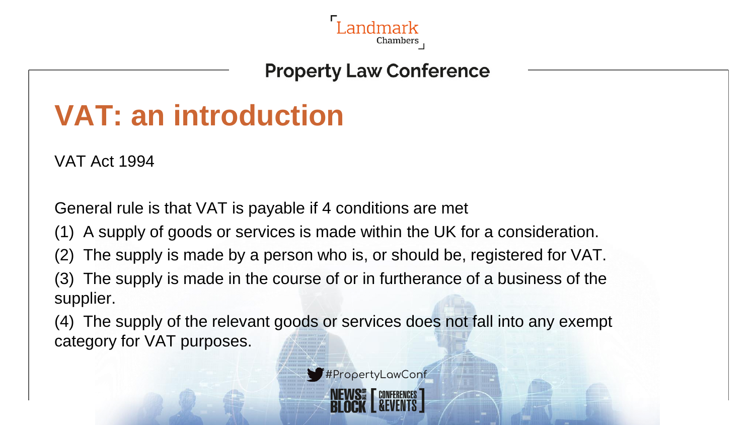# VAT: an introduction

VAT Act 1994

General rule is that VAT is payable if 4 conditions are met

(1) A supply of goods or services is made within the UK for a consideration.

(2) The supply is made by a person who is, or should be, registered for VAT.

(3) The supply is made in the course of or in furtherance of a business of the supplier.

(4) The supply of the relevant goods or services does not fall into any exempt category for VAT purposes.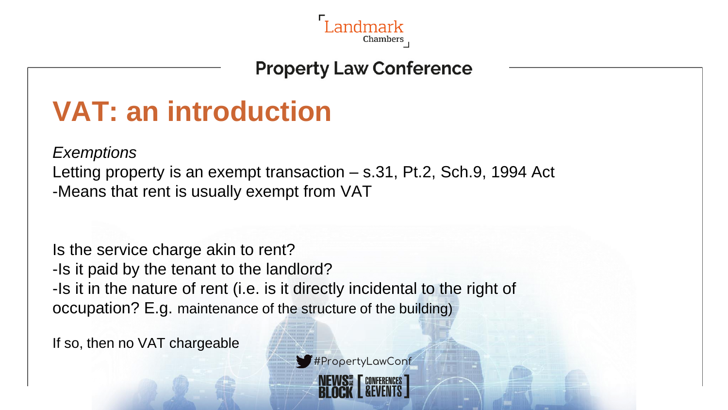# VAT: an introduction

*Exemptions*

Letting property is an exempt transaction – s.31, Pt.2, Sch.9, 1994 Act

-Means that rent is usually exempt from VAT

Is the service charge akin to rent?

-Is it paid by the tenant to the landlord?

-Is it in the nature of rent (i.e. is it directly incidental to the right of occupation? E.g. maintenance of the structure of the building)

If so, then no VAT chargeable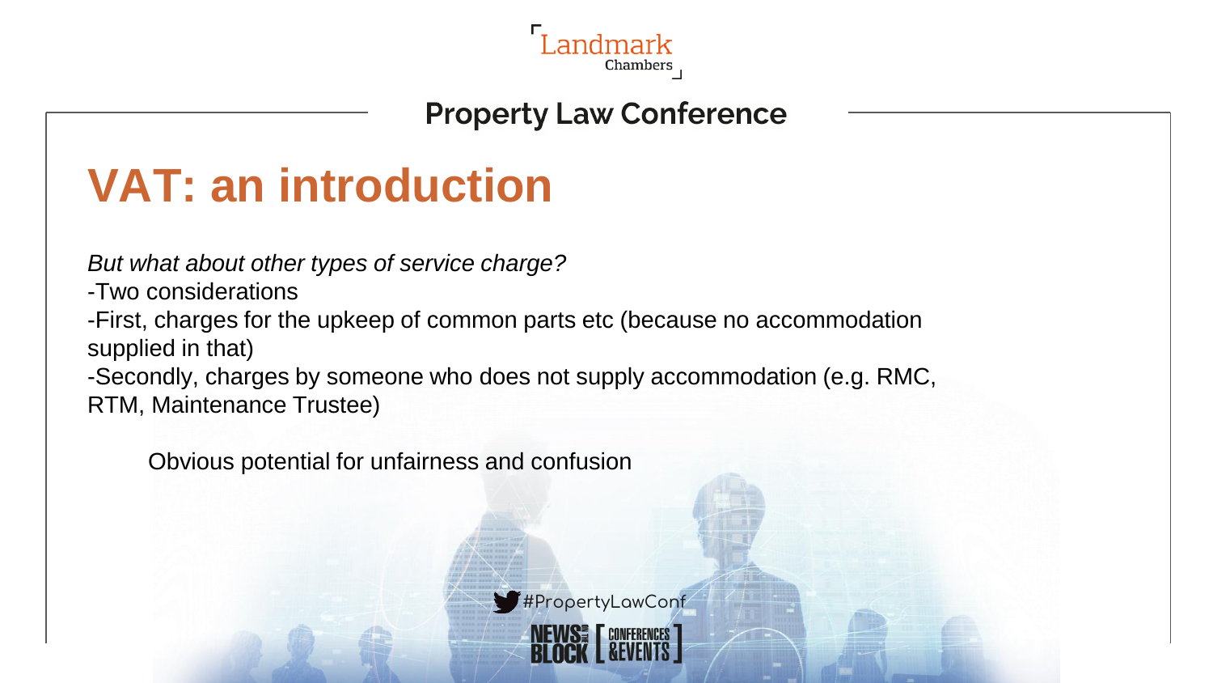# VAT: an introduction

*But what about other types of service charge?*

-Two considerations

-First, charges for the upkeep of common parts etc (because no accommodation supplied in that)

-Secondly, charges by someone who does not supply accommodation (e.g. RMC, RTM, Maintenance Trustee)

Obvious potential for unfairness and confusion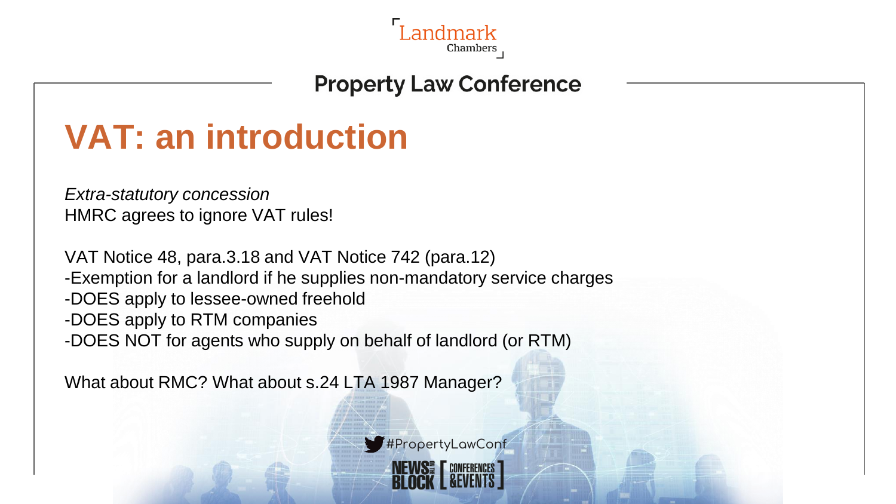# VAT: an introduction

*Extra-statutory concession*
HMRC agrees to ignore VAT rules!

VAT Notice 48, para.3.18 and VAT Notice 742 (para.12)
-Exemption for a landlord if he supplies non-mandatory service charges
-DOES apply to lessee-owned freehold
-DOES apply to RTM companies
-DOES NOT for agents who supply on behalf of landlord (or RTM)

What about RMC? What about s.24 LTA 1987 Manager?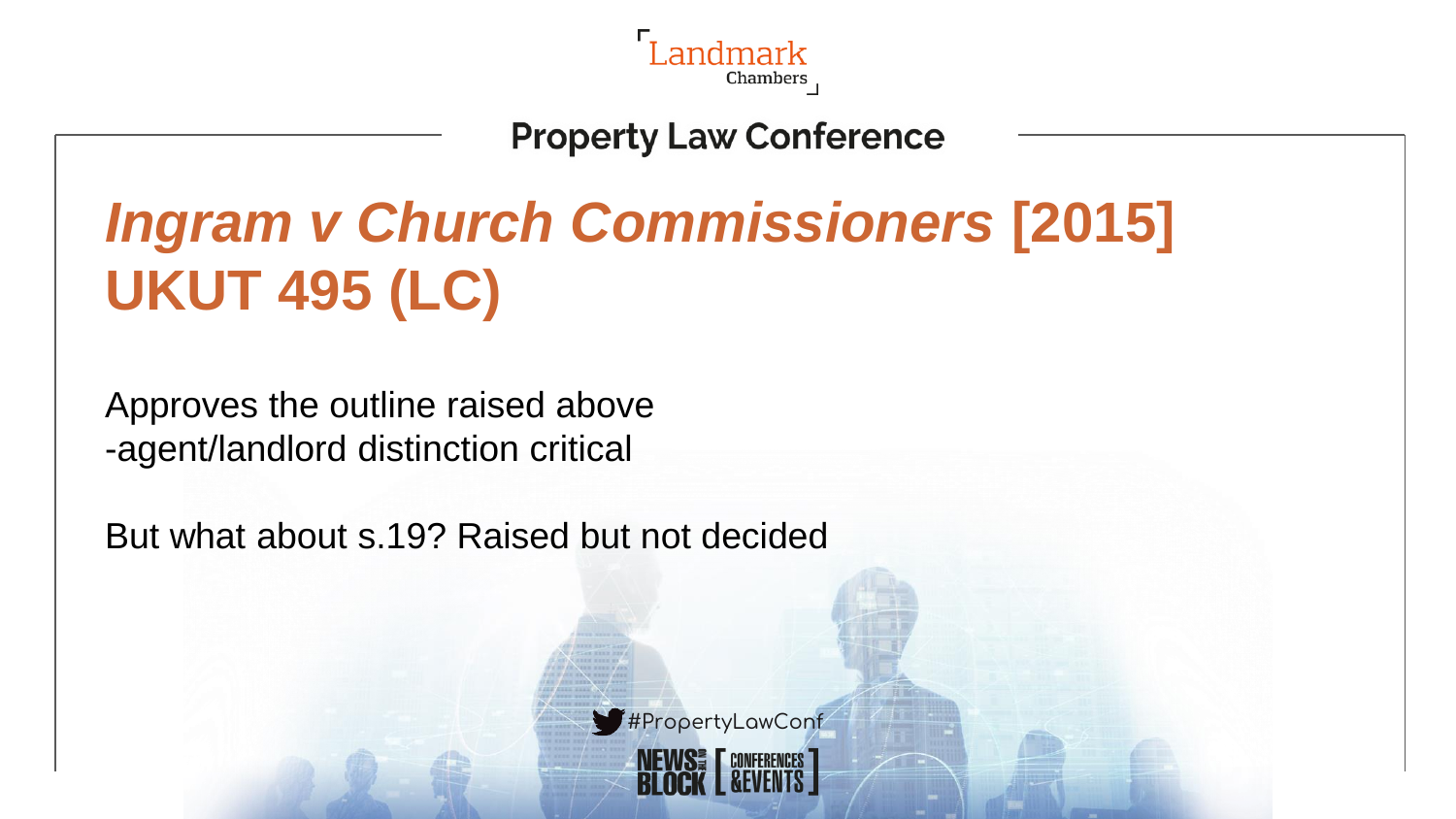# *Ingram v Church Commissioners* [2015] UKUT 495 (LC)

Approves the outline raised above
-agent/landlord distinction critical

But what about s.19? Raised but not decided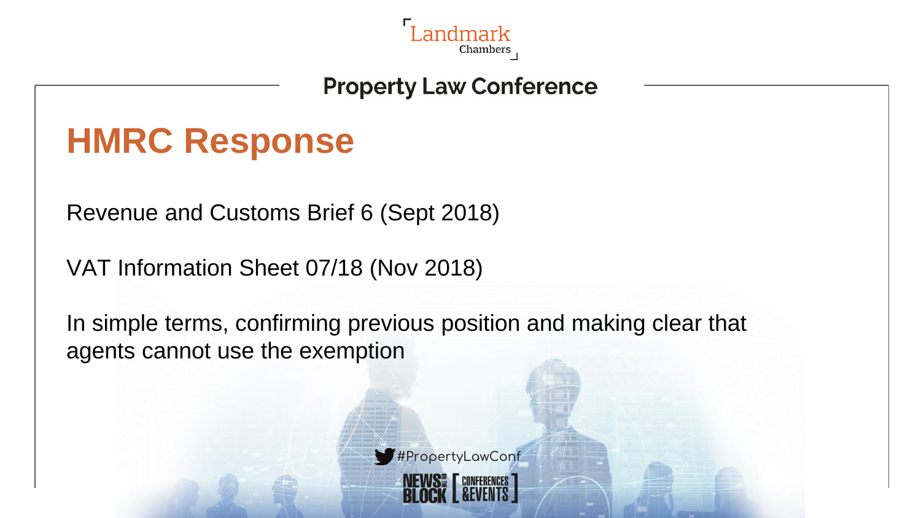# HMRC Response

Revenue and Customs Brief 6 (Sept 2018)

VAT Information Sheet 07/18 (Nov 2018)

In simple terms, confirming previous position and making clear that agents cannot use the exemption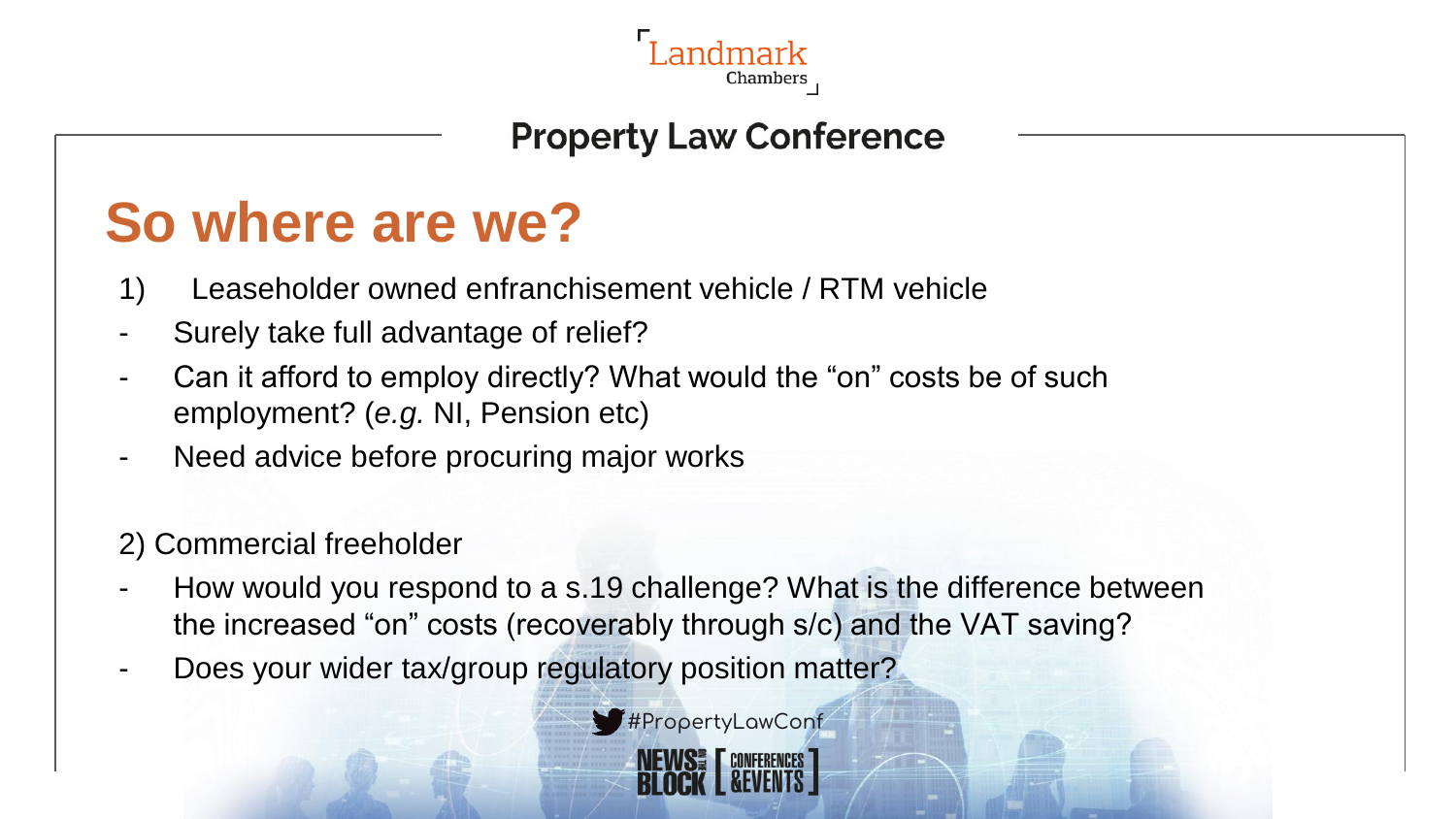# So where are we?

1) Leaseholder owned enfranchisement vehicle / RTM vehicle

- Surely take full advantage of relief?
- Can it afford to employ directly? What would the "on" costs be of such employment? (*e.g.* NI, Pension etc)
- Need advice before procuring major works

2) Commercial freeholder

- How would you respond to a s.19 challenge? What is the difference between the increased "on" costs (recoverably through s/c) and the VAT saving?
- Does your wider tax/group regulatory position matter?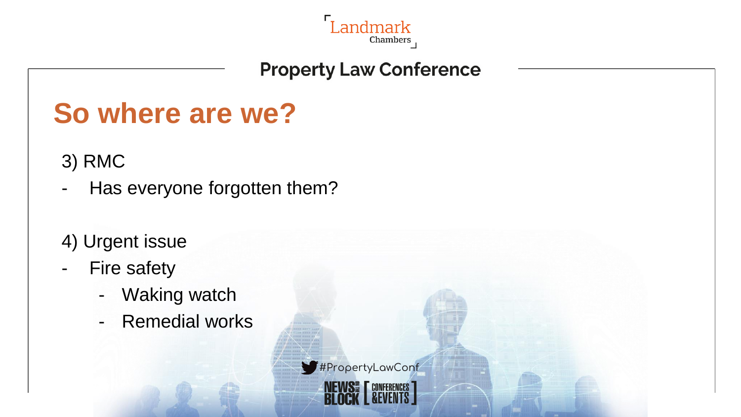# So where are we?

3) RMC

- Has everyone forgotten them?

4) Urgent issue

- Fire safety
  - Waking watch
  - Remedial works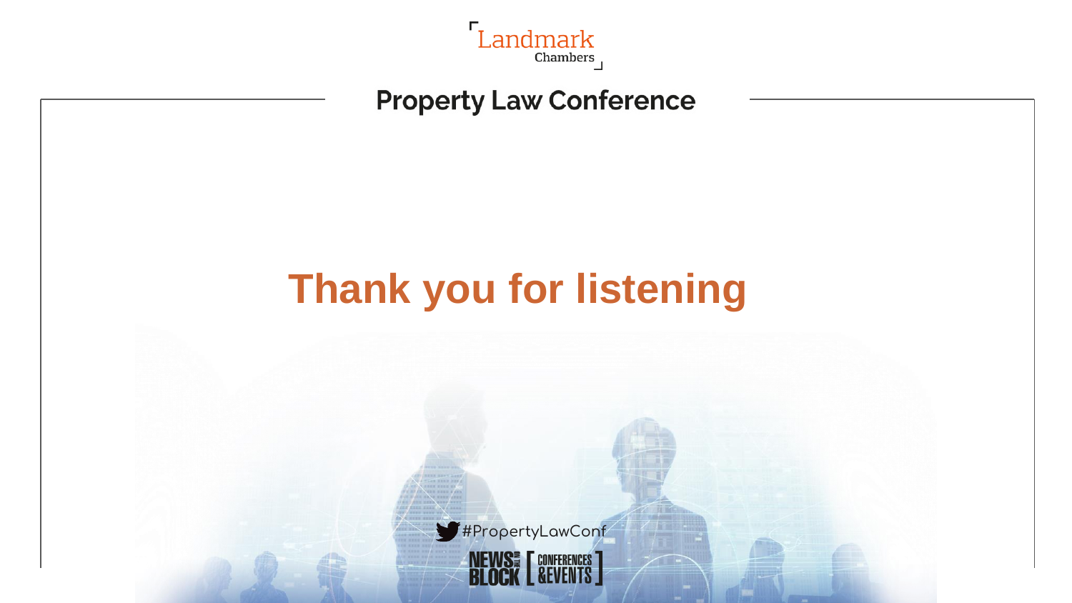Landmark Chambers

Property Law Conference

# Thank you for listening

#PropertyLawConf

NEWS ON THE BLOCK [ CONFERENCES & EVENTS ]